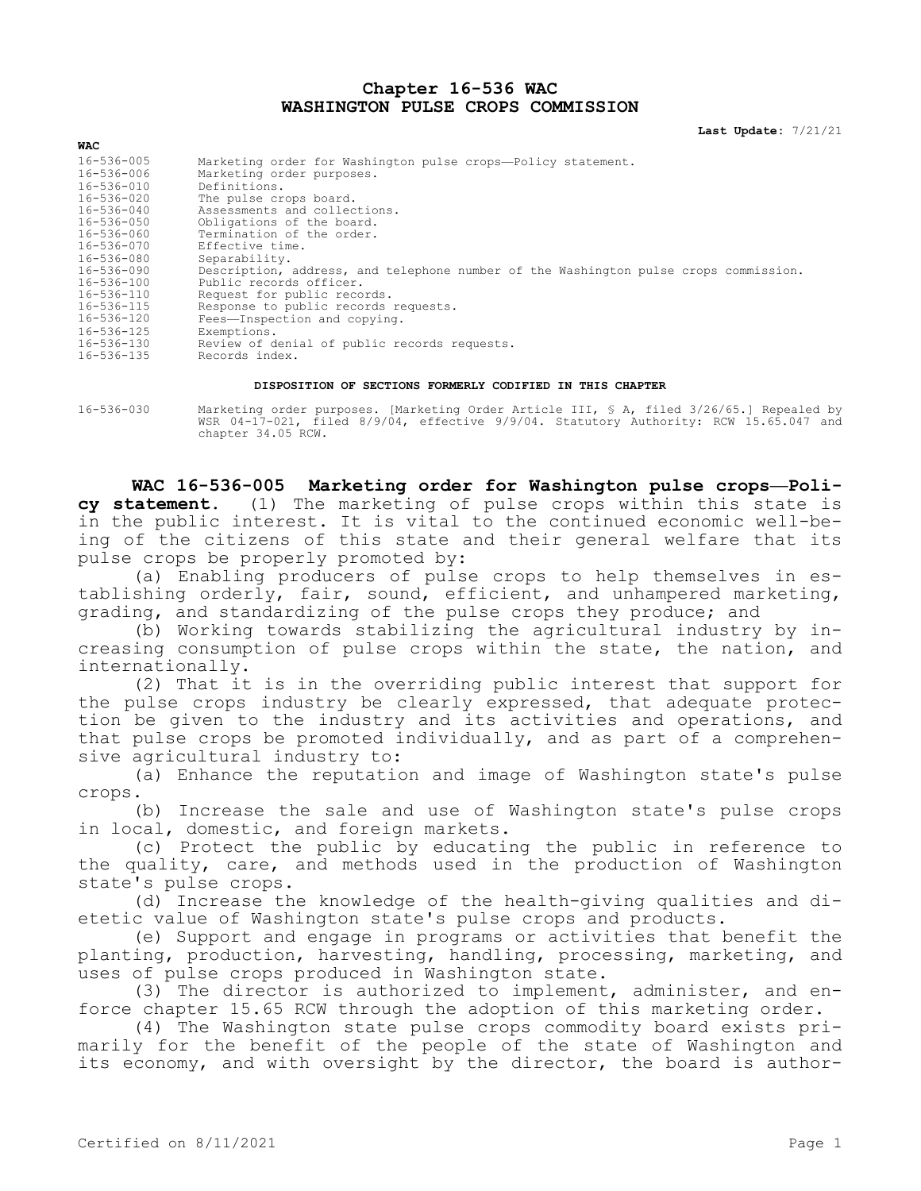# Chapter 16-536 WAC
# WASHINGTON PULSE CROPS COMMISSION

**Last Update:** 7/21/21

| WAC | |
|---|---|
| 16-536-005 | Marketing order for Washington pulse crops—Policy statement. |
| 16-536-006 | Marketing order purposes. |
| 16-536-010 | Definitions. |
| 16-536-020 | The pulse crops board. |
| 16-536-040 | Assessments and collections. |
| 16-536-050 | Obligations of the board. |
| 16-536-060 | Termination of the order. |
| 16-536-070 | Effective time. |
| 16-536-080 | Separability. |
| 16-536-090 | Description, address, and telephone number of the Washington pulse crops commission. |
| 16-536-100 | Public records officer. |
| 16-536-110 | Request for public records. |
| 16-536-115 | Response to public records requests. |
| 16-536-120 | Fees—Inspection and copying. |
| 16-536-125 | Exemptions. |
| 16-536-130 | Review of denial of public records requests. |
| 16-536-135 | Records index. |

**DISPOSITION OF SECTIONS FORMERLY CODIFIED IN THIS CHAPTER**

16-536-030 Marketing order purposes. [Marketing Order Article III, § A, filed 3/26/65.] Repealed by WSR 04-17-021, filed 8/9/04, effective 9/9/04. Statutory Authority: RCW 15.65.047 and chapter 34.05 RCW.

**WAC 16-536-005 Marketing order for Washington pulse crops—Policy statement.** (1) The marketing of pulse crops within this state is in the public interest. It is vital to the continued economic well-being of the citizens of this state and their general welfare that its pulse crops be properly promoted by:

(a) Enabling producers of pulse crops to help themselves in establishing orderly, fair, sound, efficient, and unhampered marketing, grading, and standardizing of the pulse crops they produce; and

(b) Working towards stabilizing the agricultural industry by increasing consumption of pulse crops within the state, the nation, and internationally.

(2) That it is in the overriding public interest that support for the pulse crops industry be clearly expressed, that adequate protection be given to the industry and its activities and operations, and that pulse crops be promoted individually, and as part of a comprehensive agricultural industry to:

(a) Enhance the reputation and image of Washington state's pulse crops.

(b) Increase the sale and use of Washington state's pulse crops in local, domestic, and foreign markets.

(c) Protect the public by educating the public in reference to the quality, care, and methods used in the production of Washington state's pulse crops.

(d) Increase the knowledge of the health-giving qualities and dietetic value of Washington state's pulse crops and products.

(e) Support and engage in programs or activities that benefit the planting, production, harvesting, handling, processing, marketing, and uses of pulse crops produced in Washington state.

(3) The director is authorized to implement, administer, and enforce chapter 15.65 RCW through the adoption of this marketing order.

(4) The Washington state pulse crops commodity board exists primarily for the benefit of the people of the state of Washington and its economy, and with oversight by the director, the board is author-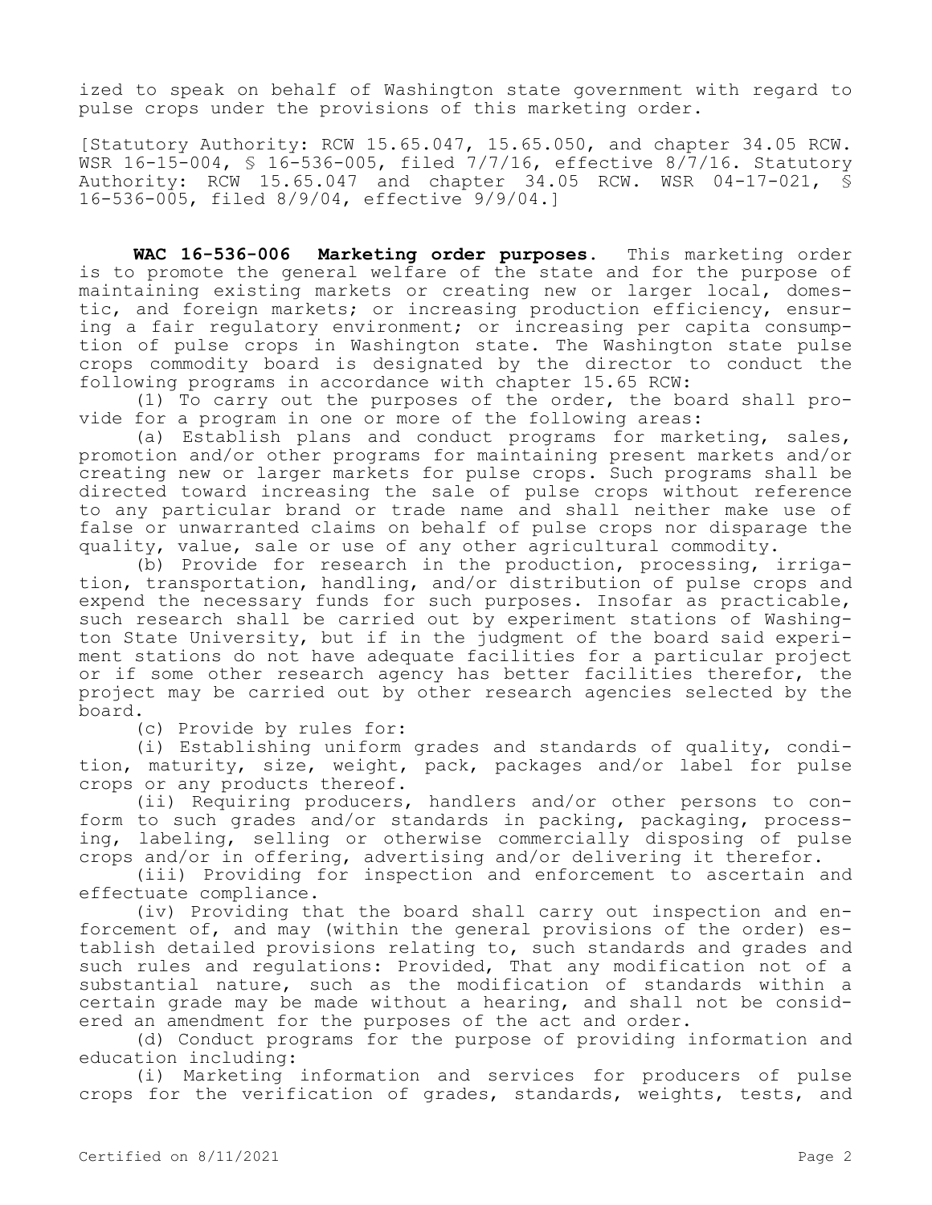ized to speak on behalf of Washington state government with regard to pulse crops under the provisions of this marketing order.

[Statutory Authority: RCW 15.65.047, 15.65.050, and chapter 34.05 RCW. WSR 16-15-004, § 16-536-005, filed 7/7/16, effective 8/7/16. Statutory Authority: RCW 15.65.047 and chapter 34.05 RCW. WSR 04-17-021, § 16-536-005, filed 8/9/04, effective 9/9/04.]

**WAC 16-536-006 Marketing order purposes.** This marketing order is to promote the general welfare of the state and for the purpose of maintaining existing markets or creating new or larger local, domestic, and foreign markets; or increasing production efficiency, ensuring a fair regulatory environment; or increasing per capita consumption of pulse crops in Washington state. The Washington state pulse crops commodity board is designated by the director to conduct the following programs in accordance with chapter 15.65 RCW:

(1) To carry out the purposes of the order, the board shall provide for a program in one or more of the following areas:

(a) Establish plans and conduct programs for marketing, sales, promotion and/or other programs for maintaining present markets and/or creating new or larger markets for pulse crops. Such programs shall be directed toward increasing the sale of pulse crops without reference to any particular brand or trade name and shall neither make use of false or unwarranted claims on behalf of pulse crops nor disparage the quality, value, sale or use of any other agricultural commodity.

(b) Provide for research in the production, processing, irrigation, transportation, handling, and/or distribution of pulse crops and expend the necessary funds for such purposes. Insofar as practicable, such research shall be carried out by experiment stations of Washington State University, but if in the judgment of the board said experiment stations do not have adequate facilities for a particular project or if some other research agency has better facilities therefor, the project may be carried out by other research agencies selected by the board.

(c) Provide by rules for:

(i) Establishing uniform grades and standards of quality, condition, maturity, size, weight, pack, packages and/or label for pulse crops or any products thereof.

(ii) Requiring producers, handlers and/or other persons to conform to such grades and/or standards in packing, packaging, processing, labeling, selling or otherwise commercially disposing of pulse crops and/or in offering, advertising and/or delivering it therefor.

(iii) Providing for inspection and enforcement to ascertain and effectuate compliance.

(iv) Providing that the board shall carry out inspection and enforcement of, and may (within the general provisions of the order) establish detailed provisions relating to, such standards and grades and such rules and regulations: Provided, That any modification not of a substantial nature, such as the modification of standards within a certain grade may be made without a hearing, and shall not be considered an amendment for the purposes of the act and order.

(d) Conduct programs for the purpose of providing information and education including:

(i) Marketing information and services for producers of pulse crops for the verification of grades, standards, weights, tests, and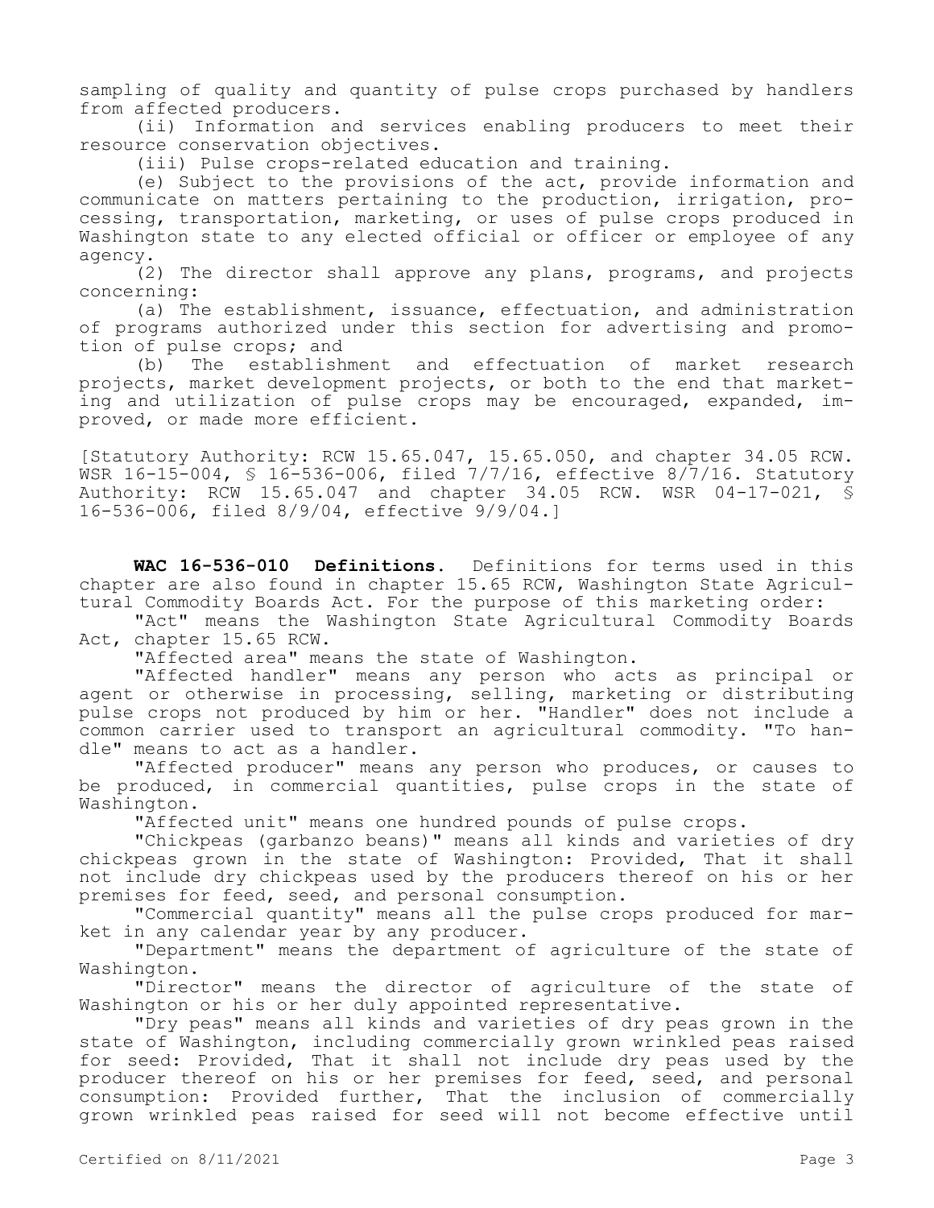sampling of quality and quantity of pulse crops purchased by handlers from affected producers.

(ii) Information and services enabling producers to meet their resource conservation objectives.

(iii) Pulse crops-related education and training.

(e) Subject to the provisions of the act, provide information and communicate on matters pertaining to the production, irrigation, processing, transportation, marketing, or uses of pulse crops produced in Washington state to any elected official or officer or employee of any agency.

(2) The director shall approve any plans, programs, and projects concerning:

(a) The establishment, issuance, effectuation, and administration of programs authorized under this section for advertising and promotion of pulse crops; and

(b) The establishment and effectuation of market research projects, market development projects, or both to the end that marketing and utilization of pulse crops may be encouraged, expanded, improved, or made more efficient.

[Statutory Authority: RCW 15.65.047, 15.65.050, and chapter 34.05 RCW. WSR 16-15-004, § 16-536-006, filed 7/7/16, effective 8/7/16. Statutory Authority: RCW 15.65.047 and chapter 34.05 RCW. WSR 04-17-021, § 16-536-006, filed 8/9/04, effective 9/9/04.]

**WAC 16-536-010 Definitions.** Definitions for terms used in this chapter are also found in chapter 15.65 RCW, Washington State Agricultural Commodity Boards Act. For the purpose of this marketing order:

"Act" means the Washington State Agricultural Commodity Boards Act, chapter 15.65 RCW.

"Affected area" means the state of Washington.

"Affected handler" means any person who acts as principal or agent or otherwise in processing, selling, marketing or distributing pulse crops not produced by him or her. "Handler" does not include a common carrier used to transport an agricultural commodity. "To handle" means to act as a handler.

"Affected producer" means any person who produces, or causes to be produced, in commercial quantities, pulse crops in the state of Washington.

"Affected unit" means one hundred pounds of pulse crops.

"Chickpeas (garbanzo beans)" means all kinds and varieties of dry chickpeas grown in the state of Washington: Provided, That it shall not include dry chickpeas used by the producers thereof on his or her premises for feed, seed, and personal consumption.

"Commercial quantity" means all the pulse crops produced for market in any calendar year by any producer.

"Department" means the department of agriculture of the state of Washington.

"Director" means the director of agriculture of the state of Washington or his or her duly appointed representative.

"Dry peas" means all kinds and varieties of dry peas grown in the state of Washington, including commercially grown wrinkled peas raised for seed: Provided, That it shall not include dry peas used by the producer thereof on his or her premises for feed, seed, and personal consumption: Provided further, That the inclusion of commercially grown wrinkled peas raised for seed will not become effective until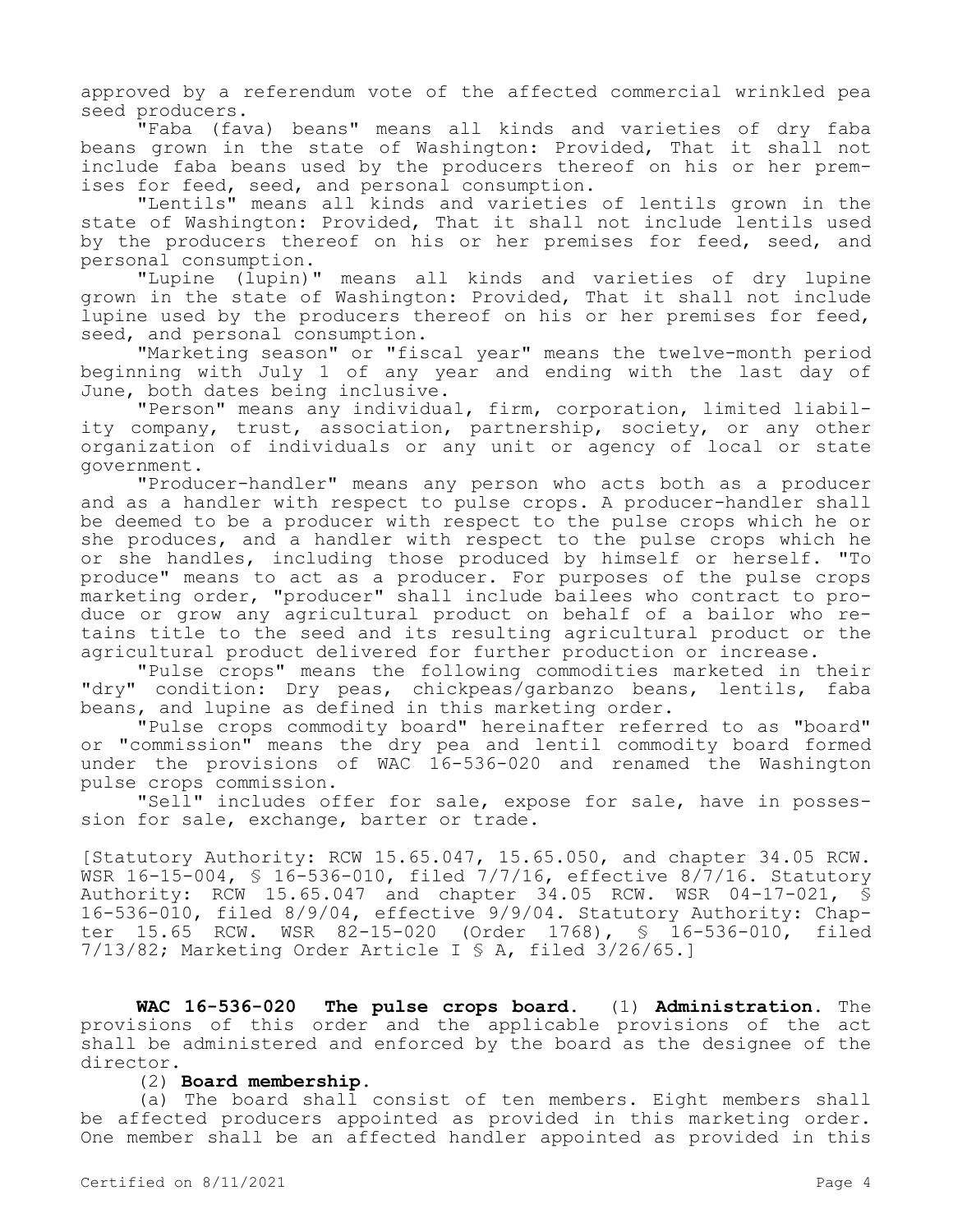approved by a referendum vote of the affected commercial wrinkled pea seed producers.

"Faba (fava) beans" means all kinds and varieties of dry faba beans grown in the state of Washington: Provided, That it shall not include faba beans used by the producers thereof on his or her premises for feed, seed, and personal consumption.

"Lentils" means all kinds and varieties of lentils grown in the state of Washington: Provided, That it shall not include lentils used by the producers thereof on his or her premises for feed, seed, and personal consumption.

"Lupine (lupin)" means all kinds and varieties of dry lupine grown in the state of Washington: Provided, That it shall not include lupine used by the producers thereof on his or her premises for feed, seed, and personal consumption.

"Marketing season" or "fiscal year" means the twelve-month period beginning with July 1 of any year and ending with the last day of June, both dates being inclusive.

"Person" means any individual, firm, corporation, limited liability company, trust, association, partnership, society, or any other organization of individuals or any unit or agency of local or state government.

"Producer-handler" means any person who acts both as a producer and as a handler with respect to pulse crops. A producer-handler shall be deemed to be a producer with respect to the pulse crops which he or she produces, and a handler with respect to the pulse crops which he or she handles, including those produced by himself or herself. "To produce" means to act as a producer. For purposes of the pulse crops marketing order, "producer" shall include bailees who contract to produce or grow any agricultural product on behalf of a bailor who retains title to the seed and its resulting agricultural product or the agricultural product delivered for further production or increase.

"Pulse crops" means the following commodities marketed in their "dry" condition: Dry peas, chickpeas/garbanzo beans, lentils, faba beans, and lupine as defined in this marketing order.

"Pulse crops commodity board" hereinafter referred to as "board" or "commission" means the dry pea and lentil commodity board formed under the provisions of WAC 16-536-020 and renamed the Washington pulse crops commission.

"Sell" includes offer for sale, expose for sale, have in possession for sale, exchange, barter or trade.

[Statutory Authority: RCW 15.65.047, 15.65.050, and chapter 34.05 RCW. WSR 16-15-004, § 16-536-010, filed 7/7/16, effective 8/7/16. Statutory Authority: RCW 15.65.047 and chapter 34.05 RCW. WSR 04-17-021, § 16-536-010, filed 8/9/04, effective 9/9/04. Statutory Authority: Chapter 15.65 RCW. WSR 82-15-020 (Order 1768), § 16-536-010, filed 7/13/82; Marketing Order Article I § A, filed 3/26/65.]

**WAC 16-536-020 The pulse crops board.** (1) **Administration.** The provisions of this order and the applicable provisions of the act shall be administered and enforced by the board as the designee of the director.

(2) **Board membership.**

(a) The board shall consist of ten members. Eight members shall be affected producers appointed as provided in this marketing order. One member shall be an affected handler appointed as provided in this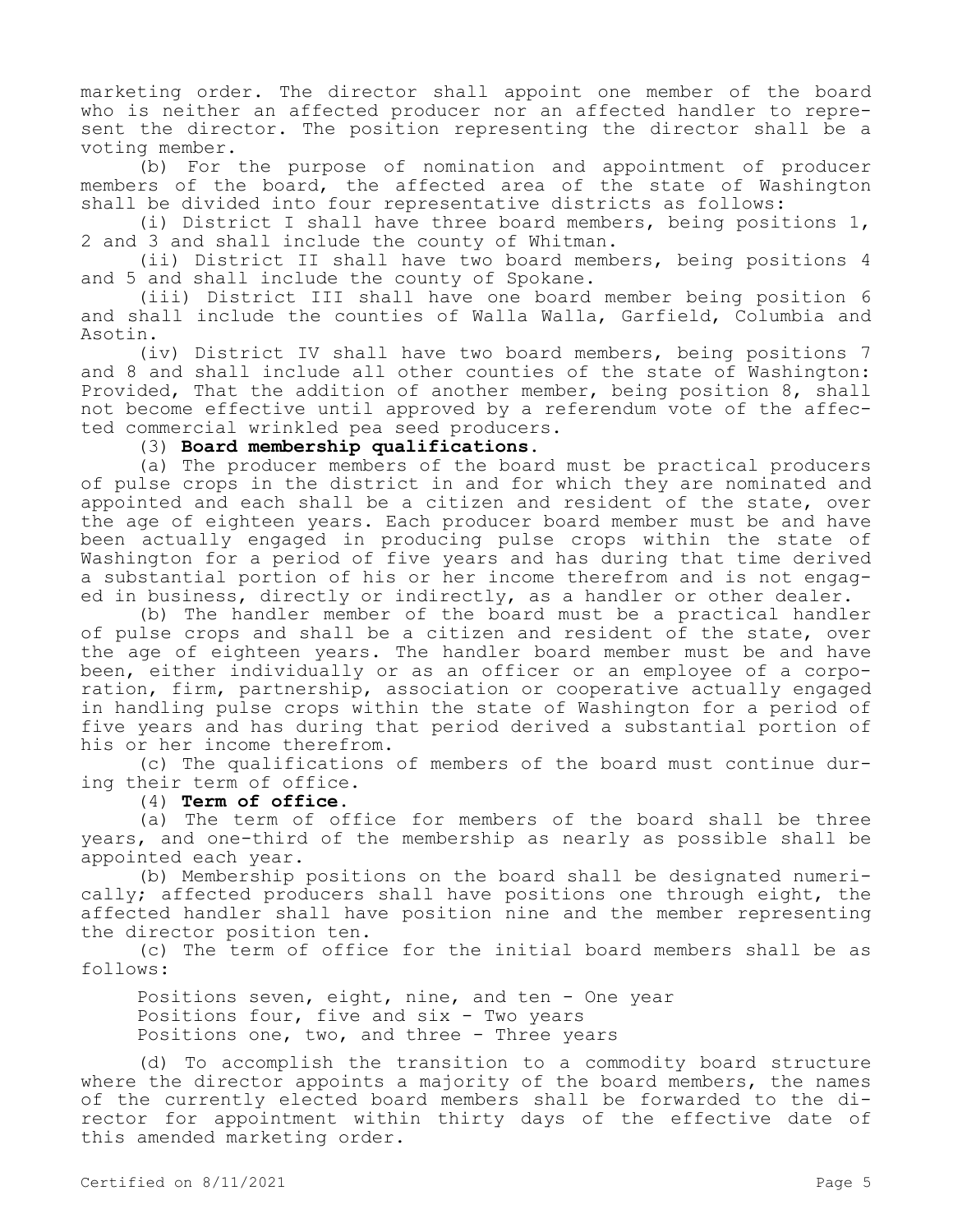marketing order. The director shall appoint one member of the board who is neither an affected producer nor an affected handler to represent the director. The position representing the director shall be a voting member.

(b) For the purpose of nomination and appointment of producer members of the board, the affected area of the state of Washington shall be divided into four representative districts as follows:

(i) District I shall have three board members, being positions 1, 2 and 3 and shall include the county of Whitman.

(ii) District II shall have two board members, being positions 4 and 5 and shall include the county of Spokane.

(iii) District III shall have one board member being position 6 and shall include the counties of Walla Walla, Garfield, Columbia and Asotin.

(iv) District IV shall have two board members, being positions 7 and 8 and shall include all other counties of the state of Washington: Provided, That the addition of another member, being position 8, shall not become effective until approved by a referendum vote of the affected commercial wrinkled pea seed producers.

(3) **Board membership qualifications.**

(a) The producer members of the board must be practical producers of pulse crops in the district in and for which they are nominated and appointed and each shall be a citizen and resident of the state, over the age of eighteen years. Each producer board member must be and have been actually engaged in producing pulse crops within the state of Washington for a period of five years and has during that time derived a substantial portion of his or her income therefrom and is not engaged in business, directly or indirectly, as a handler or other dealer.

(b) The handler member of the board must be a practical handler of pulse crops and shall be a citizen and resident of the state, over the age of eighteen years. The handler board member must be and have been, either individually or as an officer or an employee of a corporation, firm, partnership, association or cooperative actually engaged in handling pulse crops within the state of Washington for a period of five years and has during that period derived a substantial portion of his or her income therefrom.

(c) The qualifications of members of the board must continue during their term of office.

(4) **Term of office.**

(a) The term of office for members of the board shall be three years, and one-third of the membership as nearly as possible shall be appointed each year.

(b) Membership positions on the board shall be designated numerically; affected producers shall have positions one through eight, the affected handler shall have position nine and the member representing the director position ten.

(c) The term of office for the initial board members shall be as follows:

Positions seven, eight, nine, and ten - One year
Positions four, five and six - Two years
Positions one, two, and three - Three years

(d) To accomplish the transition to a commodity board structure where the director appoints a majority of the board members, the names of the currently elected board members shall be forwarded to the director for appointment within thirty days of the effective date of this amended marketing order.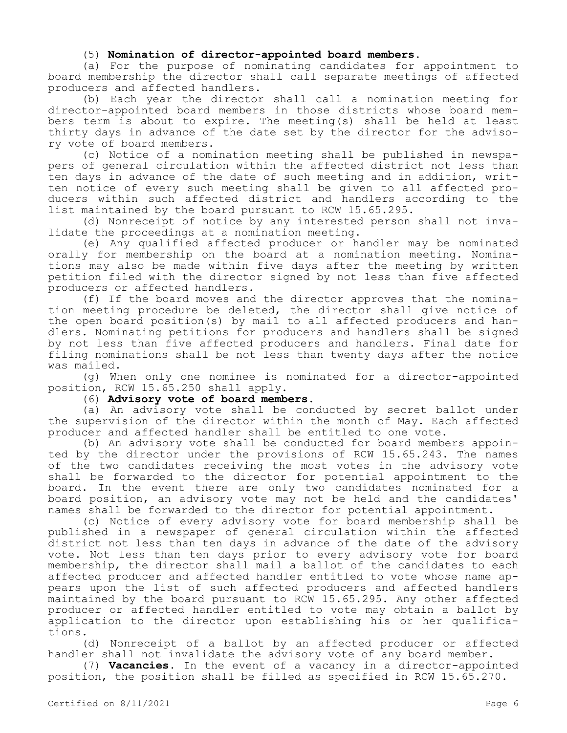(5) **Nomination of director-appointed board members.**

(a) For the purpose of nominating candidates for appointment to board membership the director shall call separate meetings of affected producers and affected handlers.

(b) Each year the director shall call a nomination meeting for director-appointed board members in those districts whose board members term is about to expire. The meeting(s) shall be held at least thirty days in advance of the date set by the director for the advisory vote of board members.

(c) Notice of a nomination meeting shall be published in newspapers of general circulation within the affected district not less than ten days in advance of the date of such meeting and in addition, written notice of every such meeting shall be given to all affected producers within such affected district and handlers according to the list maintained by the board pursuant to RCW 15.65.295.

(d) Nonreceipt of notice by any interested person shall not invalidate the proceedings at a nomination meeting.

(e) Any qualified affected producer or handler may be nominated orally for membership on the board at a nomination meeting. Nominations may also be made within five days after the meeting by written petition filed with the director signed by not less than five affected producers or affected handlers.

(f) If the board moves and the director approves that the nomination meeting procedure be deleted, the director shall give notice of the open board position(s) by mail to all affected producers and handlers. Nominating petitions for producers and handlers shall be signed by not less than five affected producers and handlers. Final date for filing nominations shall be not less than twenty days after the notice was mailed.

(g) When only one nominee is nominated for a director-appointed position, RCW 15.65.250 shall apply.

(6) **Advisory vote of board members.**

(a) An advisory vote shall be conducted by secret ballot under the supervision of the director within the month of May. Each affected producer and affected handler shall be entitled to one vote.

(b) An advisory vote shall be conducted for board members appointed by the director under the provisions of RCW 15.65.243. The names of the two candidates receiving the most votes in the advisory vote shall be forwarded to the director for potential appointment to the board. In the event there are only two candidates nominated for a board position, an advisory vote may not be held and the candidates' names shall be forwarded to the director for potential appointment.

(c) Notice of every advisory vote for board membership shall be published in a newspaper of general circulation within the affected district not less than ten days in advance of the date of the advisory vote. Not less than ten days prior to every advisory vote for board membership, the director shall mail a ballot of the candidates to each affected producer and affected handler entitled to vote whose name appears upon the list of such affected producers and affected handlers maintained by the board pursuant to RCW 15.65.295. Any other affected producer or affected handler entitled to vote may obtain a ballot by application to the director upon establishing his or her qualifications.

(d) Nonreceipt of a ballot by an affected producer or affected handler shall not invalidate the advisory vote of any board member.

(7) **Vacancies.** In the event of a vacancy in a director-appointed position, the position shall be filled as specified in RCW 15.65.270.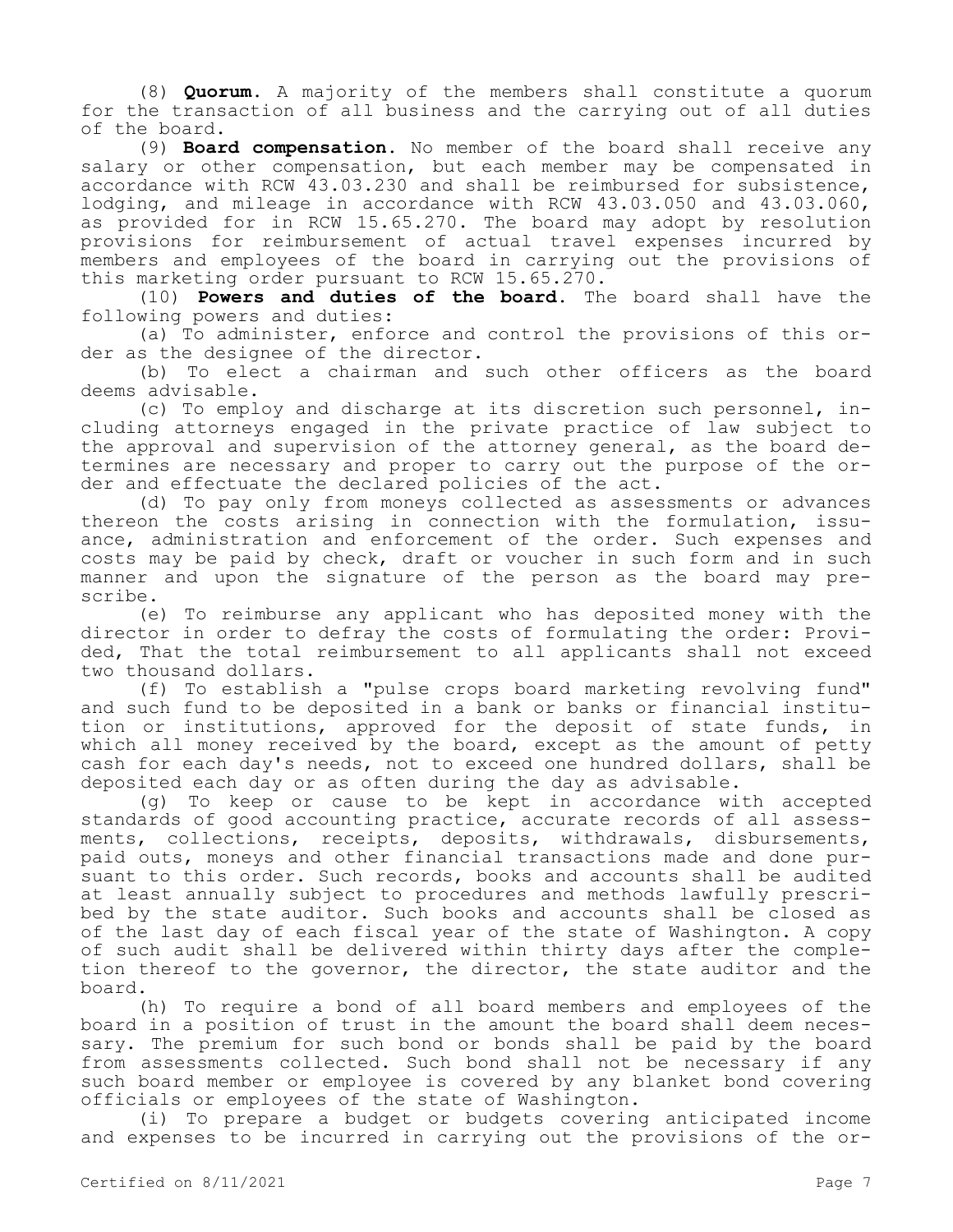(8) **Quorum.** A majority of the members shall constitute a quorum for the transaction of all business and the carrying out of all duties of the board.

(9) **Board compensation.** No member of the board shall receive any salary or other compensation, but each member may be compensated in accordance with RCW 43.03.230 and shall be reimbursed for subsistence, lodging, and mileage in accordance with RCW 43.03.050 and 43.03.060, as provided for in RCW 15.65.270. The board may adopt by resolution provisions for reimbursement of actual travel expenses incurred by members and employees of the board in carrying out the provisions of this marketing order pursuant to RCW 15.65.270.

(10) **Powers and duties of the board.** The board shall have the following powers and duties:

(a) To administer, enforce and control the provisions of this order as the designee of the director.

(b) To elect a chairman and such other officers as the board deems advisable.

(c) To employ and discharge at its discretion such personnel, including attorneys engaged in the private practice of law subject to the approval and supervision of the attorney general, as the board determines are necessary and proper to carry out the purpose of the order and effectuate the declared policies of the act.

(d) To pay only from moneys collected as assessments or advances thereon the costs arising in connection with the formulation, issuance, administration and enforcement of the order. Such expenses and costs may be paid by check, draft or voucher in such form and in such manner and upon the signature of the person as the board may prescribe.

(e) To reimburse any applicant who has deposited money with the director in order to defray the costs of formulating the order: Provided, That the total reimbursement to all applicants shall not exceed two thousand dollars.

(f) To establish a "pulse crops board marketing revolving fund" and such fund to be deposited in a bank or banks or financial institution or institutions, approved for the deposit of state funds, in which all money received by the board, except as the amount of petty cash for each day's needs, not to exceed one hundred dollars, shall be deposited each day or as often during the day as advisable.

(g) To keep or cause to be kept in accordance with accepted standards of good accounting practice, accurate records of all assessments, collections, receipts, deposits, withdrawals, disbursements, paid outs, moneys and other financial transactions made and done pursuant to this order. Such records, books and accounts shall be audited at least annually subject to procedures and methods lawfully prescribed by the state auditor. Such books and accounts shall be closed as of the last day of each fiscal year of the state of Washington. A copy of such audit shall be delivered within thirty days after the completion thereof to the governor, the director, the state auditor and the board.

(h) To require a bond of all board members and employees of the board in a position of trust in the amount the board shall deem necessary. The premium for such bond or bonds shall be paid by the board from assessments collected. Such bond shall not be necessary if any such board member or employee is covered by any blanket bond covering officials or employees of the state of Washington.

(i) To prepare a budget or budgets covering anticipated income and expenses to be incurred in carrying out the provisions of the or-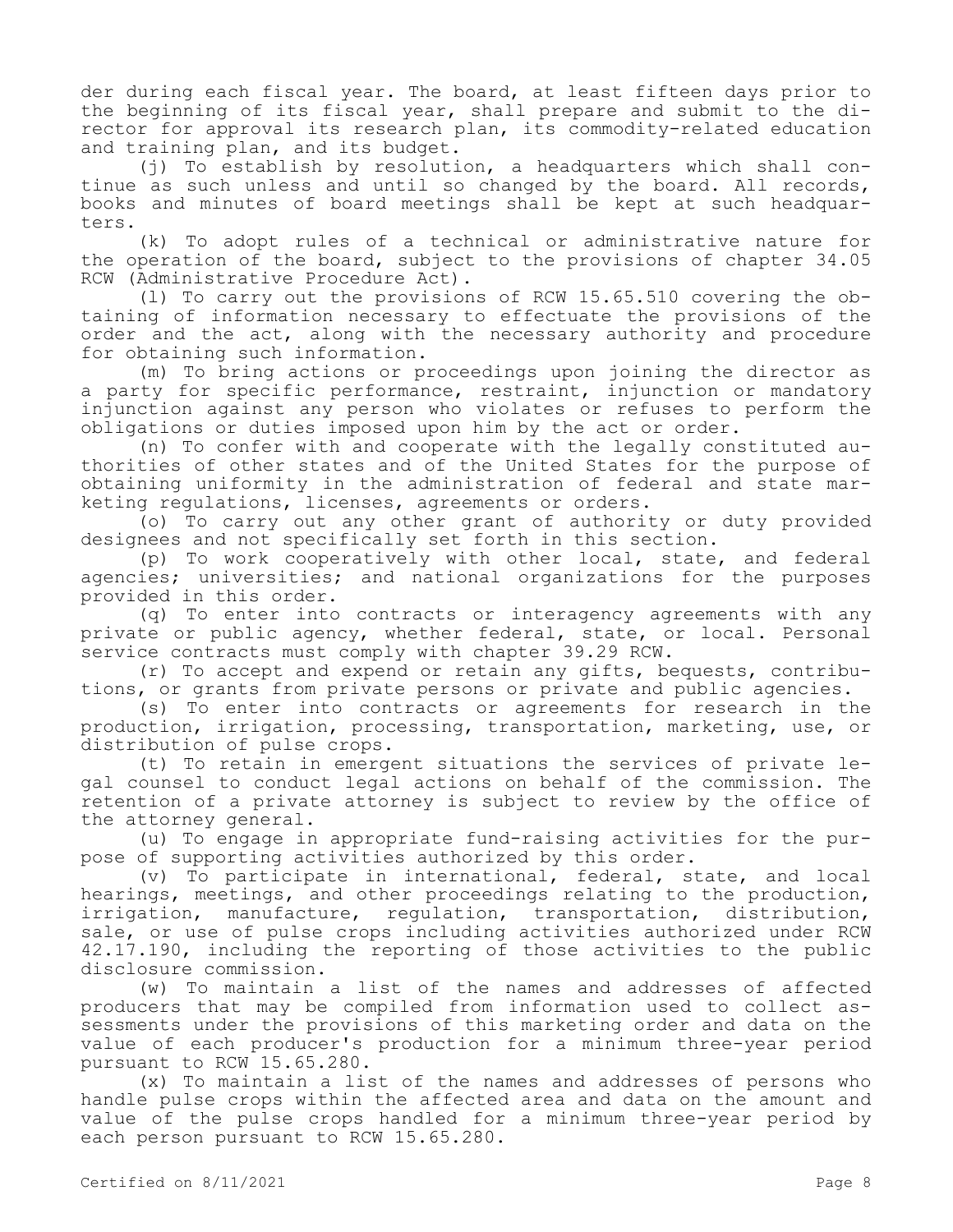der during each fiscal year. The board, at least fifteen days prior to the beginning of its fiscal year, shall prepare and submit to the director for approval its research plan, its commodity-related education and training plan, and its budget.

(j) To establish by resolution, a headquarters which shall continue as such unless and until so changed by the board. All records, books and minutes of board meetings shall be kept at such headquarters.

(k) To adopt rules of a technical or administrative nature for the operation of the board, subject to the provisions of chapter 34.05 RCW (Administrative Procedure Act).

(l) To carry out the provisions of RCW 15.65.510 covering the obtaining of information necessary to effectuate the provisions of the order and the act, along with the necessary authority and procedure for obtaining such information.

(m) To bring actions or proceedings upon joining the director as a party for specific performance, restraint, injunction or mandatory injunction against any person who violates or refuses to perform the obligations or duties imposed upon him by the act or order.

(n) To confer with and cooperate with the legally constituted authorities of other states and of the United States for the purpose of obtaining uniformity in the administration of federal and state marketing regulations, licenses, agreements or orders.

(o) To carry out any other grant of authority or duty provided designees and not specifically set forth in this section.

(p) To work cooperatively with other local, state, and federal agencies; universities; and national organizations for the purposes provided in this order.

(q) To enter into contracts or interagency agreements with any private or public agency, whether federal, state, or local. Personal service contracts must comply with chapter 39.29 RCW.

(r) To accept and expend or retain any gifts, bequests, contributions, or grants from private persons or private and public agencies.

(s) To enter into contracts or agreements for research in the production, irrigation, processing, transportation, marketing, use, or distribution of pulse crops.

(t) To retain in emergent situations the services of private legal counsel to conduct legal actions on behalf of the commission. The retention of a private attorney is subject to review by the office of the attorney general.

(u) To engage in appropriate fund-raising activities for the purpose of supporting activities authorized by this order.

(v) To participate in international, federal, state, and local hearings, meetings, and other proceedings relating to the production, irrigation, manufacture, regulation, transportation, distribution, sale, or use of pulse crops including activities authorized under RCW 42.17.190, including the reporting of those activities to the public disclosure commission.

(w) To maintain a list of the names and addresses of affected producers that may be compiled from information used to collect assessments under the provisions of this marketing order and data on the value of each producer's production for a minimum three-year period pursuant to RCW 15.65.280.

(x) To maintain a list of the names and addresses of persons who handle pulse crops within the affected area and data on the amount and value of the pulse crops handled for a minimum three-year period by each person pursuant to RCW 15.65.280.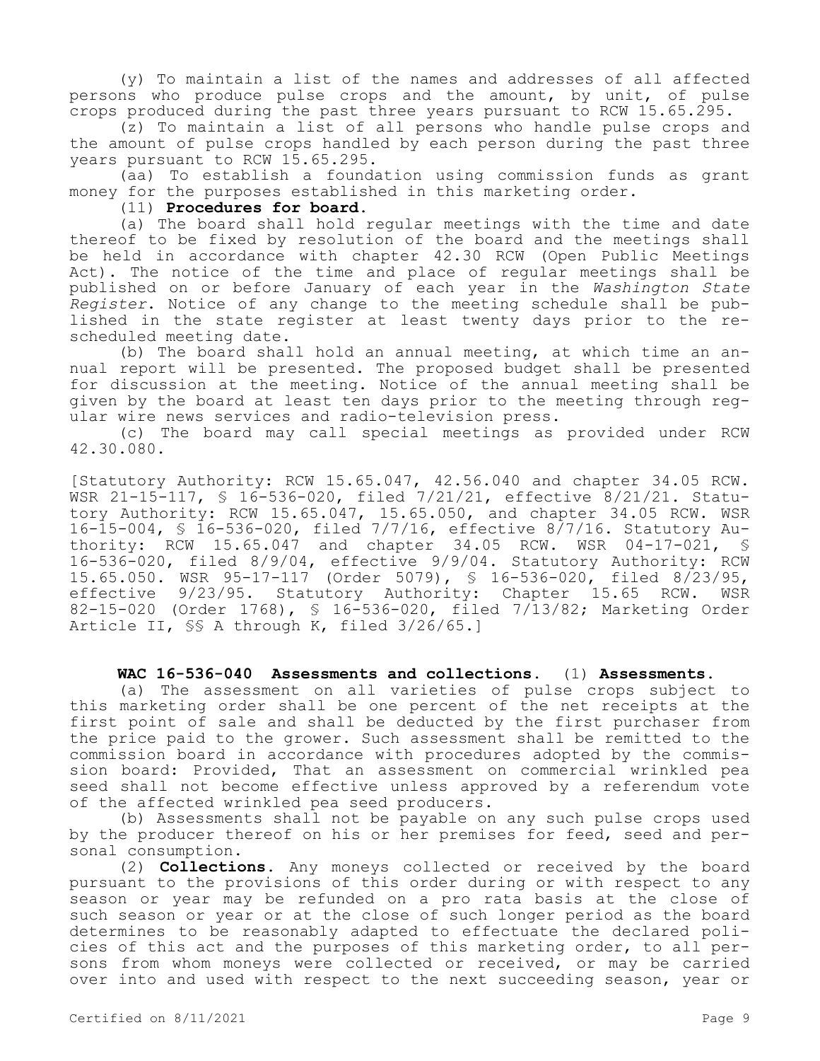(y) To maintain a list of the names and addresses of all affected persons who produce pulse crops and the amount, by unit, of pulse crops produced during the past three years pursuant to RCW 15.65.295.

(z) To maintain a list of all persons who handle pulse crops and the amount of pulse crops handled by each person during the past three years pursuant to RCW 15.65.295.

(aa) To establish a foundation using commission funds as grant money for the purposes established in this marketing order.

(11) **Procedures for board.**

(a) The board shall hold regular meetings with the time and date thereof to be fixed by resolution of the board and the meetings shall be held in accordance with chapter 42.30 RCW (Open Public Meetings Act). The notice of the time and place of regular meetings shall be published on or before January of each year in the *Washington State Register*. Notice of any change to the meeting schedule shall be published in the state register at least twenty days prior to the rescheduled meeting date.

(b) The board shall hold an annual meeting, at which time an annual report will be presented. The proposed budget shall be presented for discussion at the meeting. Notice of the annual meeting shall be given by the board at least ten days prior to the meeting through regular wire news services and radio-television press.

(c) The board may call special meetings as provided under RCW 42.30.080.

[Statutory Authority: RCW 15.65.047, 42.56.040 and chapter 34.05 RCW. WSR 21-15-117, § 16-536-020, filed 7/21/21, effective 8/21/21. Statutory Authority: RCW 15.65.047, 15.65.050, and chapter 34.05 RCW. WSR 16-15-004, § 16-536-020, filed 7/7/16, effective 8/7/16. Statutory Authority: RCW 15.65.047 and chapter 34.05 RCW. WSR 04-17-021, § 16-536-020, filed 8/9/04, effective 9/9/04. Statutory Authority: RCW 15.65.050. WSR 95-17-117 (Order 5079), § 16-536-020, filed 8/23/95, effective 9/23/95. Statutory Authority: Chapter 15.65 RCW. WSR 82-15-020 (Order 1768), § 16-536-020, filed 7/13/82; Marketing Order Article II, §§ A through K, filed 3/26/65.]

**WAC 16-536-040 Assessments and collections.** (1) **Assessments.**

(a) The assessment on all varieties of pulse crops subject to this marketing order shall be one percent of the net receipts at the first point of sale and shall be deducted by the first purchaser from the price paid to the grower. Such assessment shall be remitted to the commission board in accordance with procedures adopted by the commission board: Provided, That an assessment on commercial wrinkled pea seed shall not become effective unless approved by a referendum vote of the affected wrinkled pea seed producers.

(b) Assessments shall not be payable on any such pulse crops used by the producer thereof on his or her premises for feed, seed and personal consumption.

(2) **Collections.** Any moneys collected or received by the board pursuant to the provisions of this order during or with respect to any season or year may be refunded on a pro rata basis at the close of such season or year or at the close of such longer period as the board determines to be reasonably adapted to effectuate the declared policies of this act and the purposes of this marketing order, to all persons from whom moneys were collected or received, or may be carried over into and used with respect to the next succeeding season, year or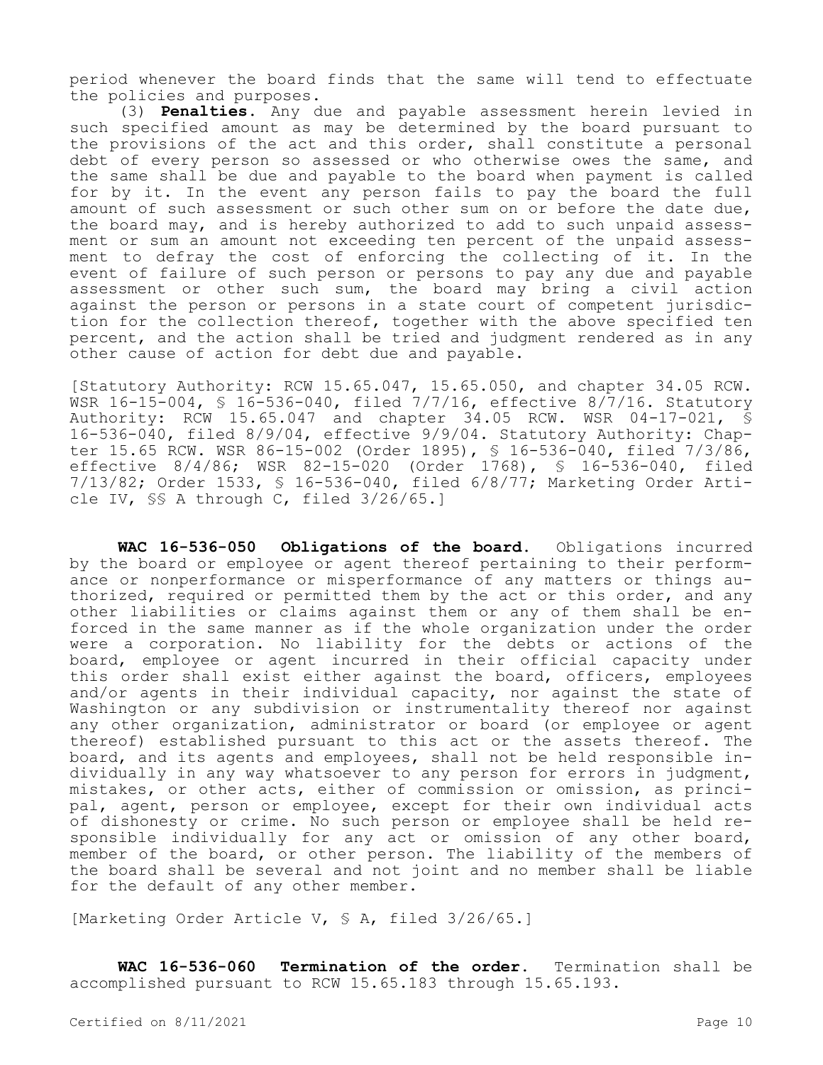period whenever the board finds that the same will tend to effectuate the policies and purposes.

(3) **Penalties.** Any due and payable assessment herein levied in such specified amount as may be determined by the board pursuant to the provisions of the act and this order, shall constitute a personal debt of every person so assessed or who otherwise owes the same, and the same shall be due and payable to the board when payment is called for by it. In the event any person fails to pay the board the full amount of such assessment or such other sum on or before the date due, the board may, and is hereby authorized to add to such unpaid assessment or sum an amount not exceeding ten percent of the unpaid assessment to defray the cost of enforcing the collecting of it. In the event of failure of such person or persons to pay any due and payable assessment or other such sum, the board may bring a civil action against the person or persons in a state court of competent jurisdiction for the collection thereof, together with the above specified ten percent, and the action shall be tried and judgment rendered as in any other cause of action for debt due and payable.

[Statutory Authority: RCW 15.65.047, 15.65.050, and chapter 34.05 RCW. WSR 16-15-004, § 16-536-040, filed 7/7/16, effective 8/7/16. Statutory Authority: RCW 15.65.047 and chapter 34.05 RCW. WSR 04-17-021, § 16-536-040, filed 8/9/04, effective 9/9/04. Statutory Authority: Chapter 15.65 RCW. WSR 86-15-002 (Order 1895), § 16-536-040, filed 7/3/86, effective 8/4/86; WSR 82-15-020 (Order 1768), § 16-536-040, filed 7/13/82; Order 1533, § 16-536-040, filed 6/8/77; Marketing Order Article IV, §§ A through C, filed 3/26/65.]

**WAC 16-536-050 Obligations of the board.** Obligations incurred by the board or employee or agent thereof pertaining to their performance or nonperformance or misperformance of any matters or things authorized, required or permitted them by the act or this order, and any other liabilities or claims against them or any of them shall be enforced in the same manner as if the whole organization under the order were a corporation. No liability for the debts or actions of the board, employee or agent incurred in their official capacity under this order shall exist either against the board, officers, employees and/or agents in their individual capacity, nor against the state of Washington or any subdivision or instrumentality thereof nor against any other organization, administrator or board (or employee or agent thereof) established pursuant to this act or the assets thereof. The board, and its agents and employees, shall not be held responsible individually in any way whatsoever to any person for errors in judgment, mistakes, or other acts, either of commission or omission, as principal, agent, person or employee, except for their own individual acts of dishonesty or crime. No such person or employee shall be held responsible individually for any act or omission of any other board, member of the board, or other person. The liability of the members of the board shall be several and not joint and no member shall be liable for the default of any other member.

[Marketing Order Article V, § A, filed 3/26/65.]

**WAC 16-536-060 Termination of the order.** Termination shall be accomplished pursuant to RCW 15.65.183 through 15.65.193.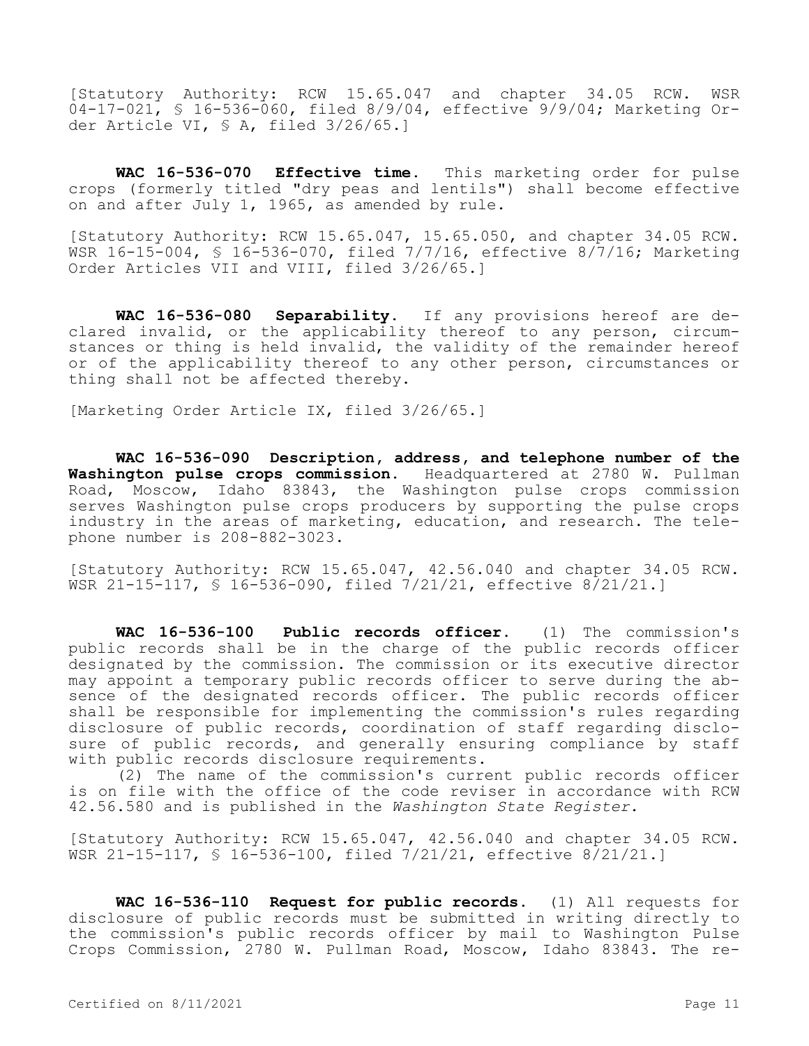[Statutory Authority: RCW 15.65.047 and chapter 34.05 RCW. WSR 04-17-021, § 16-536-060, filed 8/9/04, effective 9/9/04; Marketing Order Article VI, § A, filed 3/26/65.]

**WAC 16-536-070 Effective time.** This marketing order for pulse crops (formerly titled "dry peas and lentils") shall become effective on and after July 1, 1965, as amended by rule.

[Statutory Authority: RCW 15.65.047, 15.65.050, and chapter 34.05 RCW. WSR 16-15-004, § 16-536-070, filed 7/7/16, effective 8/7/16; Marketing Order Articles VII and VIII, filed 3/26/65.]

**WAC 16-536-080 Separability.** If any provisions hereof are declared invalid, or the applicability thereof to any person, circumstances or thing is held invalid, the validity of the remainder hereof or of the applicability thereof to any other person, circumstances or thing shall not be affected thereby.

[Marketing Order Article IX, filed 3/26/65.]

**WAC 16-536-090 Description, address, and telephone number of the Washington pulse crops commission.** Headquartered at 2780 W. Pullman Road, Moscow, Idaho 83843, the Washington pulse crops commission serves Washington pulse crops producers by supporting the pulse crops industry in the areas of marketing, education, and research. The telephone number is 208-882-3023.

[Statutory Authority: RCW 15.65.047, 42.56.040 and chapter 34.05 RCW. WSR 21-15-117, § 16-536-090, filed 7/21/21, effective 8/21/21.]

**WAC 16-536-100 Public records officer.** (1) The commission's public records shall be in the charge of the public records officer designated by the commission. The commission or its executive director may appoint a temporary public records officer to serve during the absence of the designated records officer. The public records officer shall be responsible for implementing the commission's rules regarding disclosure of public records, coordination of staff regarding disclosure of public records, and generally ensuring compliance by staff with public records disclosure requirements.

(2) The name of the commission's current public records officer is on file with the office of the code reviser in accordance with RCW 42.56.580 and is published in the *Washington State Register*.

[Statutory Authority: RCW 15.65.047, 42.56.040 and chapter 34.05 RCW. WSR 21-15-117, § 16-536-100, filed 7/21/21, effective 8/21/21.]

**WAC 16-536-110 Request for public records.** (1) All requests for disclosure of public records must be submitted in writing directly to the commission's public records officer by mail to Washington Pulse Crops Commission, 2780 W. Pullman Road, Moscow, Idaho 83843. The re-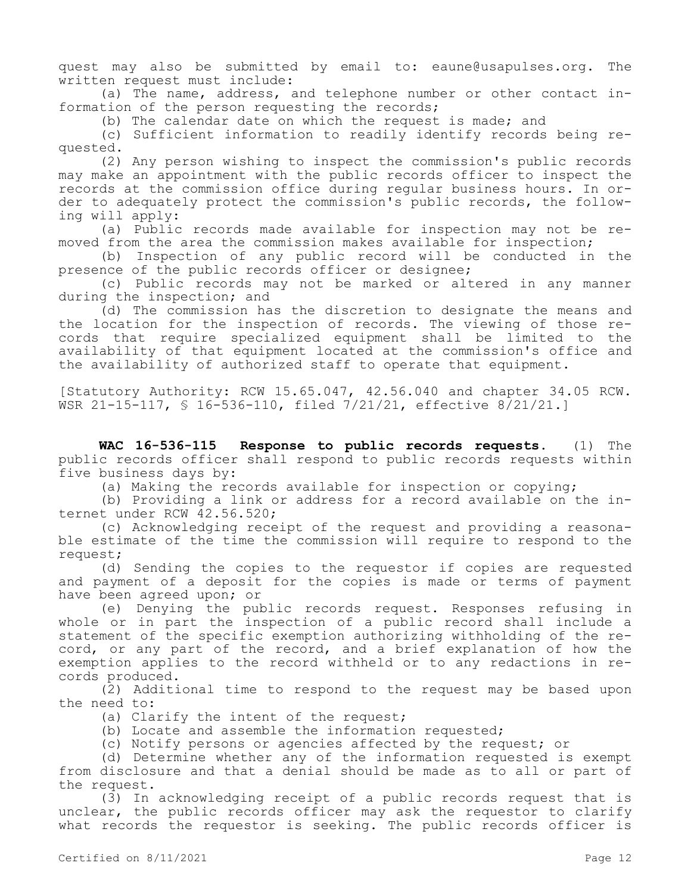quest may also be submitted by email to: eaune@usapulses.org. The written request must include:

(a) The name, address, and telephone number or other contact information of the person requesting the records;

(b) The calendar date on which the request is made; and

(c) Sufficient information to readily identify records being requested.

(2) Any person wishing to inspect the commission's public records may make an appointment with the public records officer to inspect the records at the commission office during regular business hours. In order to adequately protect the commission's public records, the following will apply:

(a) Public records made available for inspection may not be removed from the area the commission makes available for inspection;

(b) Inspection of any public record will be conducted in the presence of the public records officer or designee;

(c) Public records may not be marked or altered in any manner during the inspection; and

(d) The commission has the discretion to designate the means and the location for the inspection of records. The viewing of those records that require specialized equipment shall be limited to the availability of that equipment located at the commission's office and the availability of authorized staff to operate that equipment.

[Statutory Authority: RCW 15.65.047, 42.56.040 and chapter 34.05 RCW. WSR 21-15-117, § 16-536-110, filed 7/21/21, effective 8/21/21.]

**WAC 16-536-115 Response to public records requests.** (1) The public records officer shall respond to public records requests within five business days by:

(a) Making the records available for inspection or copying;

(b) Providing a link or address for a record available on the internet under RCW 42.56.520;

(c) Acknowledging receipt of the request and providing a reasonable estimate of the time the commission will require to respond to the request;

(d) Sending the copies to the requestor if copies are requested and payment of a deposit for the copies is made or terms of payment have been agreed upon; or

(e) Denying the public records request. Responses refusing in whole or in part the inspection of a public record shall include a statement of the specific exemption authorizing withholding of the record, or any part of the record, and a brief explanation of how the exemption applies to the record withheld or to any redactions in records produced.

(2) Additional time to respond to the request may be based upon the need to:

(a) Clarify the intent of the request;

(b) Locate and assemble the information requested;

(c) Notify persons or agencies affected by the request; or

(d) Determine whether any of the information requested is exempt from disclosure and that a denial should be made as to all or part of the request.

(3) In acknowledging receipt of a public records request that is unclear, the public records officer may ask the requestor to clarify what records the requestor is seeking. The public records officer is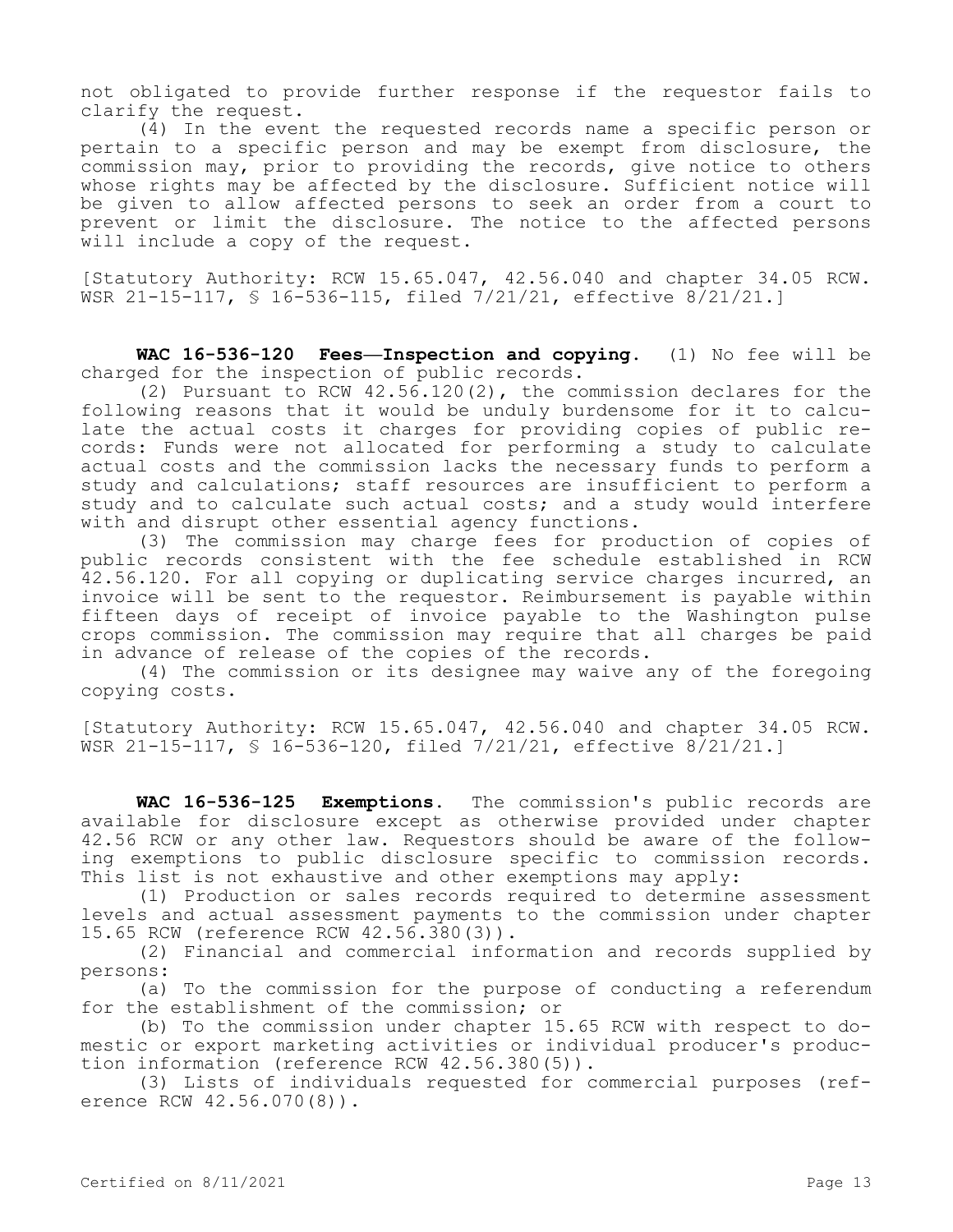not obligated to provide further response if the requestor fails to clarify the request.

(4) In the event the requested records name a specific person or pertain to a specific person and may be exempt from disclosure, the commission may, prior to providing the records, give notice to others whose rights may be affected by the disclosure. Sufficient notice will be given to allow affected persons to seek an order from a court to prevent or limit the disclosure. The notice to the affected persons will include a copy of the request.

[Statutory Authority: RCW 15.65.047, 42.56.040 and chapter 34.05 RCW. WSR 21-15-117, § 16-536-115, filed 7/21/21, effective 8/21/21.]

**WAC 16-536-120 Fees—Inspection and copying.** (1) No fee will be charged for the inspection of public records.

(2) Pursuant to RCW 42.56.120(2), the commission declares for the following reasons that it would be unduly burdensome for it to calculate the actual costs it charges for providing copies of public records: Funds were not allocated for performing a study to calculate actual costs and the commission lacks the necessary funds to perform a study and calculations; staff resources are insufficient to perform a study and to calculate such actual costs; and a study would interfere with and disrupt other essential agency functions.

(3) The commission may charge fees for production of copies of public records consistent with the fee schedule established in RCW 42.56.120. For all copying or duplicating service charges incurred, an invoice will be sent to the requestor. Reimbursement is payable within fifteen days of receipt of invoice payable to the Washington pulse crops commission. The commission may require that all charges be paid in advance of release of the copies of the records.

(4) The commission or its designee may waive any of the foregoing copying costs.

[Statutory Authority: RCW 15.65.047, 42.56.040 and chapter 34.05 RCW. WSR 21-15-117, § 16-536-120, filed 7/21/21, effective 8/21/21.]

**WAC 16-536-125 Exemptions.** The commission's public records are available for disclosure except as otherwise provided under chapter 42.56 RCW or any other law. Requestors should be aware of the following exemptions to public disclosure specific to commission records. This list is not exhaustive and other exemptions may apply:

(1) Production or sales records required to determine assessment levels and actual assessment payments to the commission under chapter 15.65 RCW (reference RCW 42.56.380(3)).

(2) Financial and commercial information and records supplied by persons:

(a) To the commission for the purpose of conducting a referendum for the establishment of the commission; or

(b) To the commission under chapter 15.65 RCW with respect to domestic or export marketing activities or individual producer's production information (reference RCW 42.56.380(5)).

(3) Lists of individuals requested for commercial purposes (reference RCW 42.56.070(8)).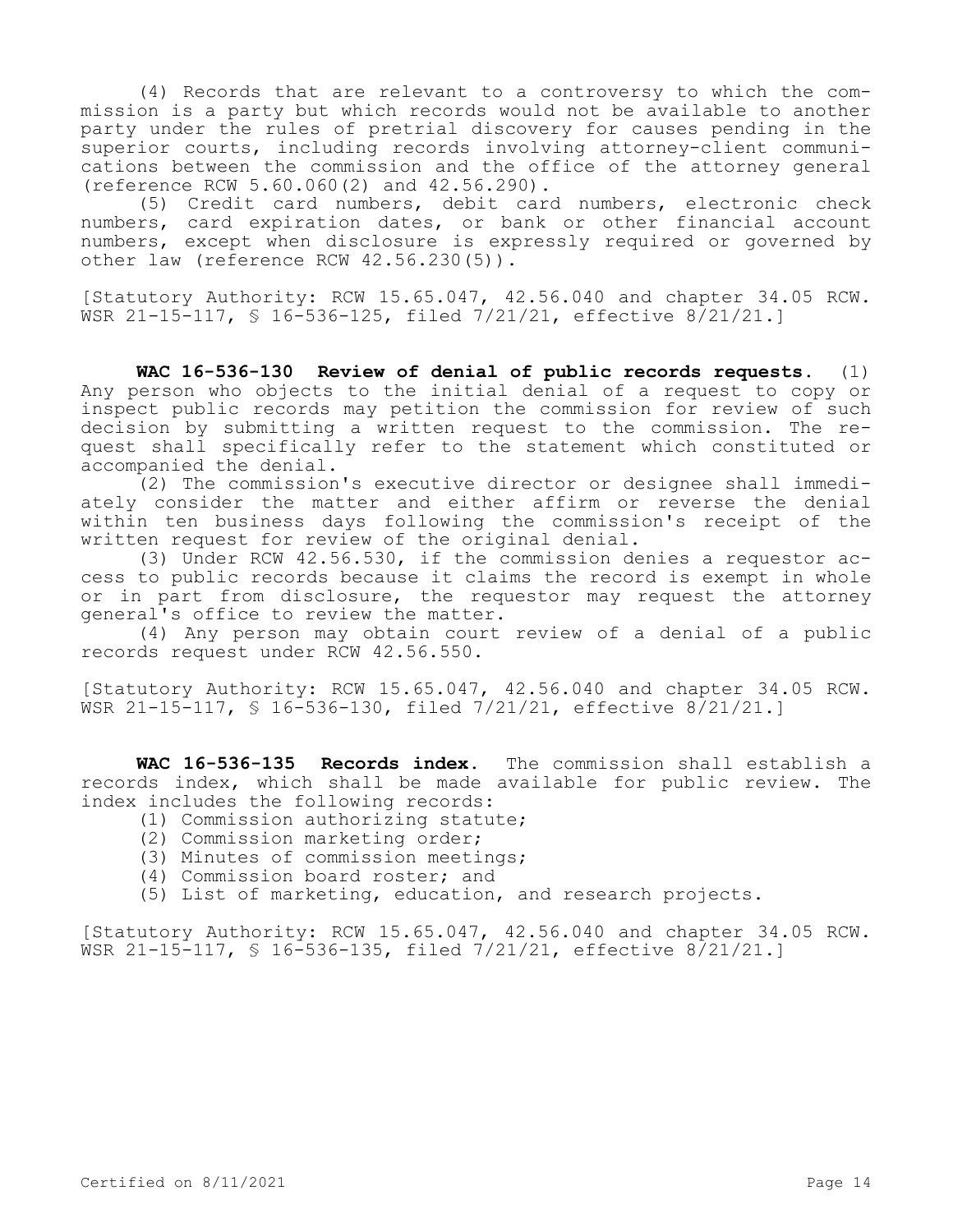(4) Records that are relevant to a controversy to which the commission is a party but which records would not be available to another party under the rules of pretrial discovery for causes pending in the superior courts, including records involving attorney-client communications between the commission and the office of the attorney general (reference RCW 5.60.060(2) and 42.56.290).

(5) Credit card numbers, debit card numbers, electronic check numbers, card expiration dates, or bank or other financial account numbers, except when disclosure is expressly required or governed by other law (reference RCW 42.56.230(5)).

[Statutory Authority: RCW 15.65.047, 42.56.040 and chapter 34.05 RCW. WSR 21-15-117, § 16-536-125, filed 7/21/21, effective 8/21/21.]

**WAC 16-536-130 Review of denial of public records requests.** (1) Any person who objects to the initial denial of a request to copy or inspect public records may petition the commission for review of such decision by submitting a written request to the commission. The request shall specifically refer to the statement which constituted or accompanied the denial.

(2) The commission's executive director or designee shall immediately consider the matter and either affirm or reverse the denial within ten business days following the commission's receipt of the written request for review of the original denial.

(3) Under RCW 42.56.530, if the commission denies a requestor access to public records because it claims the record is exempt in whole or in part from disclosure, the requestor may request the attorney general's office to review the matter.

(4) Any person may obtain court review of a denial of a public records request under RCW 42.56.550.

[Statutory Authority: RCW 15.65.047, 42.56.040 and chapter 34.05 RCW. WSR 21-15-117, § 16-536-130, filed 7/21/21, effective 8/21/21.]

**WAC 16-536-135 Records index.** The commission shall establish a records index, which shall be made available for public review. The index includes the following records:

(1) Commission authorizing statute;

(2) Commission marketing order;

(3) Minutes of commission meetings;

(4) Commission board roster; and

(5) List of marketing, education, and research projects.

[Statutory Authority: RCW 15.65.047, 42.56.040 and chapter 34.05 RCW. WSR 21-15-117, § 16-536-135, filed 7/21/21, effective 8/21/21.]